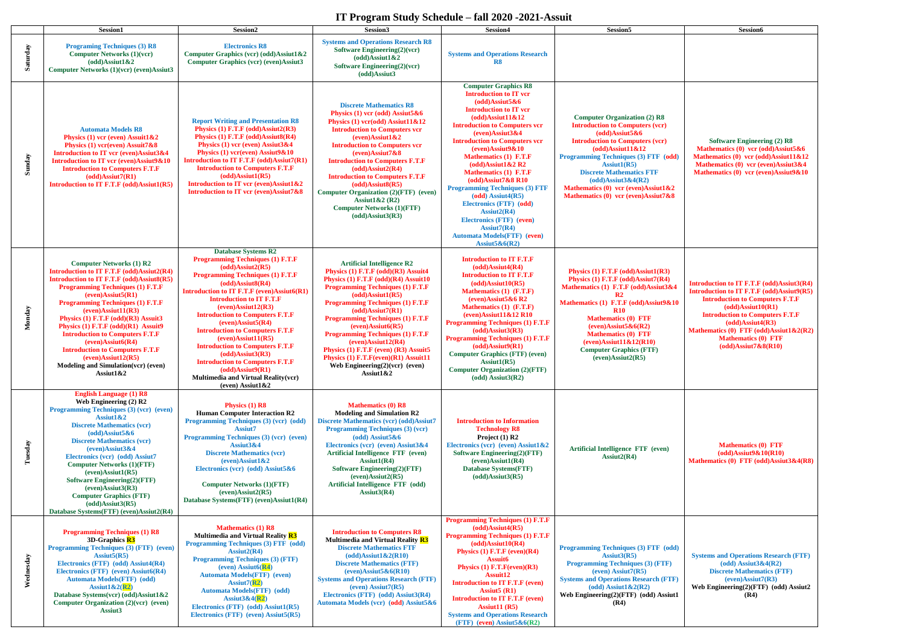# IT Program Study Schedule – fall 2020 -2021-Assuit

| | Session1 | Session2 | Session3 | Session4 | Session5 | Session6 |
|---|---|---|---|---|---|---|
| Saturday | Programing Techniques (3) R8<br>Computer Networks (1)(vcr) (odd)Assiut1&2<br>Computer Networks (1)(vcr) (even)Assiut3 | Electronics R8<br>Computer Graphics (vcr) (odd)Assiut1&2<br>Computer Graphics (vcr) (even)Assiut3 | Systems and Operations Research R8<br>Software Engineering(2)(vcr) (odd)Assiut1&2<br>Software Engineering(2)(vcr) (odd)Assiut3 | Systems and Operations Research R8 | | |
| Sunday | Automata Models R8<br>Physics (1) vcr (even) Assiut1&2<br>Physics (1) vcr(even) Assiut7&8<br>Introduction to IT vcr (even)Assiut3&4<br>Introduction to IT vcr (even)Assiut9&10<br>Introduction to Computers F.T.F (odd)Assiut7(R1)<br>Introduction to IT F.T.F (odd)Assiut1(R5) | Report Writing and Presentation R8<br>Physics (1) F.T.F (odd)Assiut2(R3)<br>Physics (1) F.T.F (odd)Assiut8(R4)<br>Physics (1) vcr (even) Assiut3&4<br>Physics (1) vcr(even) Assiut9&10<br>Introduction to IT F.T.F (odd)Assiut7(R1)<br>Introduction to Computers F.T.F (odd)Assiut1(R5)<br>Introduction to IT vcr (even)Assiut1&2<br>Introduction to IT vcr (even)Assiut7&8 | Discrete Mathematics R8<br>Physics (1) vcr (odd) Assiut5&6<br>Physics (1) vcr(odd) Assiut11&12<br>Introduction to Computers vcr (even)Assiut1&2<br>Introduction to Computers vcr (even)Assiut7&8<br>Introduction to Computers F.T.F (odd)Assiut2(R4)<br>Introduction to Computers F.T.F (odd)Assiut8(R5)<br>Computer Organization (2)(FTF) (even) Assiut1&2 (R2)<br>Computer Networks (1)(FTF) (odd)Assiut3(R3) | Computer Graphics R8<br>Introduction to IT vcr (odd)Assiut5&6<br>Introduction to IT vcr (odd)Assiut11&12<br>Introduction to Computers vcr (even)Assiut3&4<br>Introduction to Computers vcr (even)Assiut9&10<br>Mathematics (1) F.T.F (odd)Assiut1&2 R2<br>Mathematics (1) F.T.F (odd)Assiut7&8 R10<br>Programming Techniques (3) FTF (odd) Assiut4(R5)<br>Electronics (FTF) (odd) Assiut2(R4)<br>Electronics (FTF) (even) Assiut7(R4)<br>Automata Models(FTF) (even) Assiut5&6(R2) | Computer Organization (2) R8<br>Introduction to Computers (vcr) (odd)Assiut5&6<br>Introduction to Computers (vcr) (odd)Assiut11&12<br>Programming Techniques (3) FTF (odd) Assiut1(R5)<br>Discrete Mathematics FTF (odd)Assiut3&4(R2)<br>Mathematics (0) vcr (even)Assiut1&2<br>Mathematics (0) vcr (even)Assiut7&8 | Software Engineering (2) R8<br>Mathematics (0) vcr (odd)Assiut5&6<br>Mathematics (0) vcr (odd)Assiut11&12<br>Mathematics (0) vcr (even)Assiut3&4<br>Mathematics (0) vcr (even)Assiut9&10 |
| Monday | Computer Networks (1) R2<br>Introduction to IT F.T.F (odd)Assiut2(R4)<br>Introduction to IT F.T.F (odd)Assiut8(R5)<br>Programming Techniques (1) F.T.F (even)Assiut5(R1)<br>Programming Techniques (1) F.T.F (even)Assiut11(R3)<br>Physics (1) F.T.F (odd)(R3) Assiut3<br>Physics (1) F.T.F (odd)(R1) Assiut9<br>Introduction to Computers F.T.F (even)Assiut6(R4)<br>Introduction to Computers F.T.F (even)Assiut12(R5)<br>Modeling and Simulation(vcr) (even) Assiut1&2 | Database Systems R2<br>Programming Techniques (1) F.T.F (odd)Assiut2(R5)<br>Programming Techniques (1) F.T.F (odd)Assiut8(R4)<br>Introduction to IT F.T.F (even)Assiut6(R1)<br>Introduction to IT F.T.F (even)Assiut12(R3)<br>Introduction to Computers F.T.F (even)Assiut5(R4)<br>Introduction to Computers F.T.F (even)Assiut11(R5)<br>Introduction to Computers F.T.F (odd)Assiut3(R3)<br>Introduction to Computers F.T.F (odd)Assiut9(R1)<br>Multimedia and Virtual Reality(vcr) (even) Assiut1&2 | Artificial Intelligence R2<br>Physics (1) F.T.F (odd)(R3) Assiut4<br>Physics (1) F.T.F (odd)(R4) Assiut10<br>Programming Techniques (1) F.T.F (odd)Assiut1(R5)<br>Programming Techniques (1) F.T.F (odd)Assiut7(R1)<br>Programming Techniques (1) F.T.F (even)Assiut6(R5)<br>Programming Techniques (1) F.T.F (even)Assiut12(R4)<br>Physics (1) F.T.F (even) (R3) Assiut5<br>Physics (1) F.T.F(even)(R1) Assiut11<br>Web Engineering(2)(vcr) (even) Assiut1&2 | Introduction to IT F.T.F (odd)Assiut4(R4)<br>Introduction to IT F.T.F (odd)Assiut10(R5)<br>Mathematics (1) (F.T.F) (even)Assiut5&6 R2<br>Mathematics (1) (F.T.F) (even)Assiut11&12 R10<br>Programming Techniques (1) F.T.F (odd)Assiut3(R3)<br>Programming Techniques (1) F.T.F (odd)Assiut9(R1)<br>Computer Graphics (FTF) (even) Assiut1(R5)<br>Computer Organization (2)(FTF) (odd) Assiut3(R2) | Physics (1) F.T.F (odd)Assiut1(R3)<br>Physics (1) F.T.F (odd)Assiut7(R4)<br>Mathematics (1) F.T.F (odd)Assiut3&4 R2<br>Mathematics (1) F.T.F (odd)Assiut9&10 R10<br>Mathematics (0) FTF (even)Assiut5&6(R2)<br>Mathematics (0) FTF (even)Assiut11&12(R10)<br>Computer Graphics (FTF) (even)Assiut2(R5) | Introduction to IT F.T.F (odd)Assiut3(R4)<br>Introduction to IT F.T.F (odd)Assiut9(R5)<br>Introduction to Computers F.T.F (odd)Assiut10(R1)<br>Introduction to Computers F.T.F (odd)Assiut4(R3)<br>Mathematics (0) FTF (odd)Assiut1&2(R2)<br>Mathematics (0) FTF (odd)Assiut7&8(R10) |
| Tuesday | English Language (1) R8<br>Web Engineering (2) R2<br>Programming Techniques (3) (vcr) (even) Assiut1&2<br>Discrete Mathematics (vcr) (odd)Assiut5&6<br>Discrete Mathematics (vcr) (even)Assiut3&4<br>Electronics (vcr) (odd) Assiut7<br>Computer Networks (1)(FTF) (even)Assiut1(R5)<br>Software Engineering(2)(FTF) (even)Assiut3(R3)<br>Computer Graphics (FTF) (odd)Assiut3(R5)<br>Database Systems(FTF) (even)Assiut2(R4) | Physics (1) R8<br>Human Computer Interaction R2<br>Programming Techniques (3) (vcr) (odd) Assiut7<br>Programming Techniques (3) (vcr) (even) Assiut3&4<br>Discrete Mathematics (vcr) (even)Assiut1&2<br>Electronics (vcr) (odd) Assiut5&6<br>Computer Networks (1)(FTF) (even)Assiut2(R5)<br>Database Systems(FTF) (even)Assiut1(R4) | Mathematics (0) R8<br>Modeling and Simulation R2<br>Discrete Mathematics (vcr) (odd)Assiut7<br>Programming Techniques (3) (vcr) (odd) Assiut5&6<br>Electronics (vcr) (even) Assiut3&4<br>Artificial Intelligence FTF (even) Assiut1(R4)<br>Software Engineering(2)(FTF) (even)Assiut2(R5)<br>Artificial Intelligence FTF (odd) Assiut3(R4) | Introduction to Information Technology R8<br>Project (1) R2<br>Electronics (vcr) (even) Assiut1&2<br>Software Engineering(2)(FTF) (even)Assiut1(R4)<br>Database Systems(FTF) (odd)Assiut3(R5) | Artificial Intelligence FTF (even) Assiut2(R4) | Mathematics (0) FTF (odd)Assiut9&10(R10)<br>Mathematics (0) FTF (odd)Assiut3&4(R8) |
| Wednesday | Programming Techniques (1) R8<br>3D-Graphics R3<br>Programming Techniques (3) (FTF) (even) Assiut5(R5)<br>Electronics (FTF) (odd) Assiut4(R4)<br>Electronics (FTF) (even) Assiut6(R4)<br>Automata Models(FTF) (odd) Assiut1&2(R2)<br>Database Systems(vcr) (odd)Assiut1&2<br>Computer Organization (2)(vcr) (even) Assiut3 | Mathematics (1) R8<br>Multimedia and Virtual Reality R3<br>Programming Techniques (3) FTF (odd) Assiut2(R4)<br>Programming Techniques (3) (FTF) (even) Assiut6(R4)<br>Automata Models(FTF) (even) Assiut7(R2)<br>Automata Models(FTF) (odd) Assiut3&4(R2)<br>Electronics (FTF) (odd) Assiut1(R5)<br>Electronics (FTF) (even) Assiut5(R5) | Introduction to Computers R8<br>Multimedia and Virtual Reality R3<br>Discrete Mathematics FTF (odd)Assiut1&2(R10)<br>Discrete Mathematics (FTF) (even)Assiut5&6(R10)<br>Systems and Operations Research (FTF) (even) Assiut7(R5)<br>Electronics (FTF) (odd) Assiut3(R4)<br>Automata Models (vcr) (odd) Assiut5&6 | Programming Techniques (1) F.T.F (odd)Assiut4(R5)<br>Programming Techniques (1) F.T.F (odd)Assiut10(R4)<br>Physics (1) F.T.F (even)(R4) Assiut6<br>Physics (1) F.T.F(even)(R3) Assiut12<br>Introduction to IT F.T.F (even) Assiut5 (R1)<br>Introduction to IT F.T.F (even) Assiut11 (R5)<br>Systems and Operations Research (FTF) (even) Assiut5&6(R2) | Programming Techniques (3) FTF (odd) Assiut3(R5)<br>Programming Techniques (3) (FTF) (even) Assiut7(R5)<br>Systems and Operations Research (FTF) (odd) Assiut1&2(R2)<br>Web Engineering(2)(FTF) (odd) Assiut1 (R4) | Systems and Operations Research (FTF) (odd) Assiut3&4(R2)<br>Discrete Mathematics (FTF) (even)Assiut7(R3)<br>Web Engineering(2)(FTF) (odd) Assiut2 (R4) |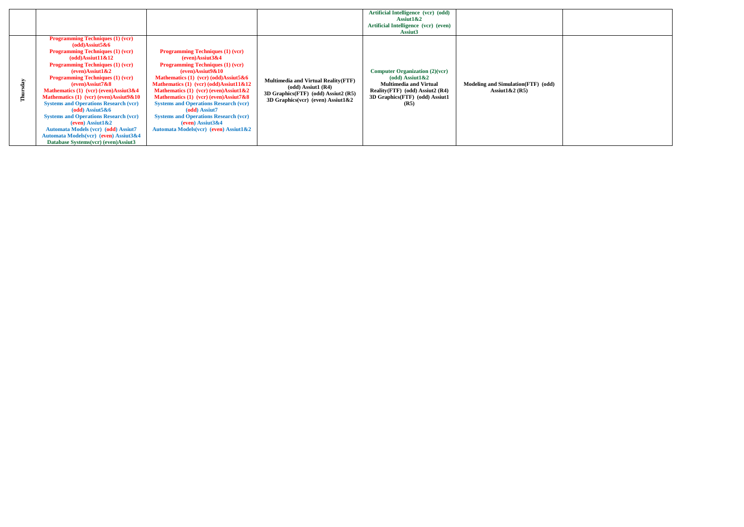| | | | | | | |
|---|---|---|---|---|---|---|
| | | | | Artificial Intelligence (vcr) (odd) Assiut1&2<br>Artificial Intelligence (vcr) (even) Assiut3 | | |
| Thursday | Programming Techniques (1) (vcr) (odd)Assiut5&6<br>Programming Techniques (1) (vcr) (odd)Assiut11&12<br>Programming Techniques (1) (vcr) (even)Assiut1&2<br>Programming Techniques (1) (vcr) (even)Assiut7&8<br>Mathematics (1) (vcr) (even)Assiut3&4<br>Mathematics (1) (vcr) (even)Assiut9&10<br>Systems and Operations Research (vcr) (odd) Assiut5&6<br>Systems and Operations Research (vcr) (even) Assiut1&2<br>Automata Models (vcr) (odd) Assiut7<br>Automata Models(vcr) (even) Assiut3&4<br>Database Systems(vcr) (even)Assiut3 | Programming Techniques (1) (vcr) (even)Assiut3&4<br>Programming Techniques (1) (vcr) (even)Assiut9&10<br>Mathematics (1) (vcr) (odd)Assiut5&6<br>Mathematics (1) (vcr) (odd)Assiut11&12<br>Mathematics (1) (vcr) (even)Assiut1&2<br>Mathematics (1) (vcr) (even)Assiut7&8<br>Systems and Operations Research (vcr) (odd) Assiut7<br>Systems and Operations Research (vcr) (even) Assiut3&4<br>Automata Models(vcr) (even) Assiut1&2 | Multimedia and Virtual Reality(FTF) (odd) Assiut1 (R4)<br>3D Graphics(FTF) (odd) Assiut2 (R5)<br>3D Graphics(vcr) (even) Assiut1&2 | Computer Organization (2)(vcr) (odd) Assiut1&2<br>Multimedia and Virtual Reality(FTF) (odd) Assiut2 (R4)<br>3D Graphics(FTF) (odd) Assiut1 (R5) | Modeling and Simulation(FTF) (odd) Assiut1&2 (R5) | |